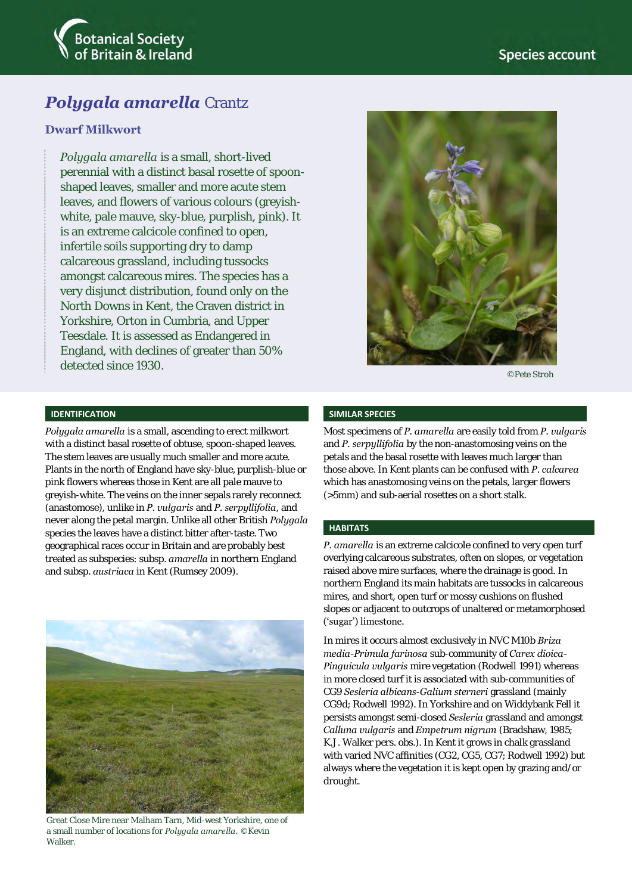# *Polygala amarella* Crantz

## Dwarf Milkwort

*Polygala amarella* is a small, short-lived perennial with a distinct basal rosette of spoon-shaped leaves, smaller and more acute stem leaves, and flowers of various colours (greyish-white, pale mauve, sky-blue, purplish, pink). It is an extreme calcicole confined to open, infertile soils supporting dry to damp calcareous grassland, including tussocks amongst calcareous mires. The species has a very disjunct distribution, found only on the North Downs in Kent, the Craven district in Yorkshire, Orton in Cumbria, and Upper Teesdale. It is assessed as Endangered in England, with declines of greater than 50% detected since 1930.

©Pete Stroh

### IDENTIFICATION

*Polygala amarella* is a small, ascending to erect milkwort with a distinct basal rosette of obtuse, spoon-shaped leaves. The stem leaves are usually much smaller and more acute. Plants in the north of England have sky-blue, purplish-blue or pink flowers whereas those in Kent are all pale mauve to greyish-white. The veins on the inner sepals rarely reconnect (anastomose), unlike in *P. vulgaris* and *P. serpyllifolia*, and never along the petal margin. Unlike all other British *Polygala* species the leaves have a distinct bitter after-taste. Two geographical races occur in Britain and are probably best treated as subspecies: subsp. *amarella* in northern England and subsp. *austriaca* in Kent (Rumsey 2009).

Great Close Mire near Malham Tarn, Mid-west Yorkshire, one of a small number of locations for *Polygala amarella*. ©Kevin Walker.

### SIMILAR SPECIES

Most specimens of *P. amarella* are easily told from *P. vulgaris* and *P. serpyllifolia* by the non-anastomosing veins on the petals and the basal rosette with leaves much larger than those above. In Kent plants can be confused with *P. calcarea* which has anastomosing veins on the petals, larger flowers (>5mm) and sub-aerial rosettes on a short stalk.

### HABITATS

*P. amarella* is an extreme calcicole confined to very open turf overlying calcareous substrates, often on slopes, or vegetation raised above mire surfaces, where the drainage is good. In northern England its main habitats are tussocks in calcareous mires, and short, open turf or mossy cushions on flushed slopes or adjacent to outcrops of unaltered or metamorphosed ('sugar') limestone.

In mires it occurs almost exclusively in NVC M10b *Briza media*-*Primula farinosa* sub-community of *Carex dioica*-*Pinguicula vulgaris* mire vegetation (Rodwell 1991) whereas in more closed turf it is associated with sub-communities of CG9 *Sesleria albicans*-*Galium sterneri* grassland (mainly CG9d; Rodwell 1992). In Yorkshire and on Widdybank Fell it persists amongst semi-closed *Sesleria* grassland and amongst *Calluna vulgaris* and *Empetrum nigrum* (Bradshaw, 1985; K.J. Walker pers. obs.). In Kent it grows in chalk grassland with varied NVC affinities (CG2, CG5, CG7; Rodwell 1992) but always where the vegetation it is kept open by grazing and/or drought.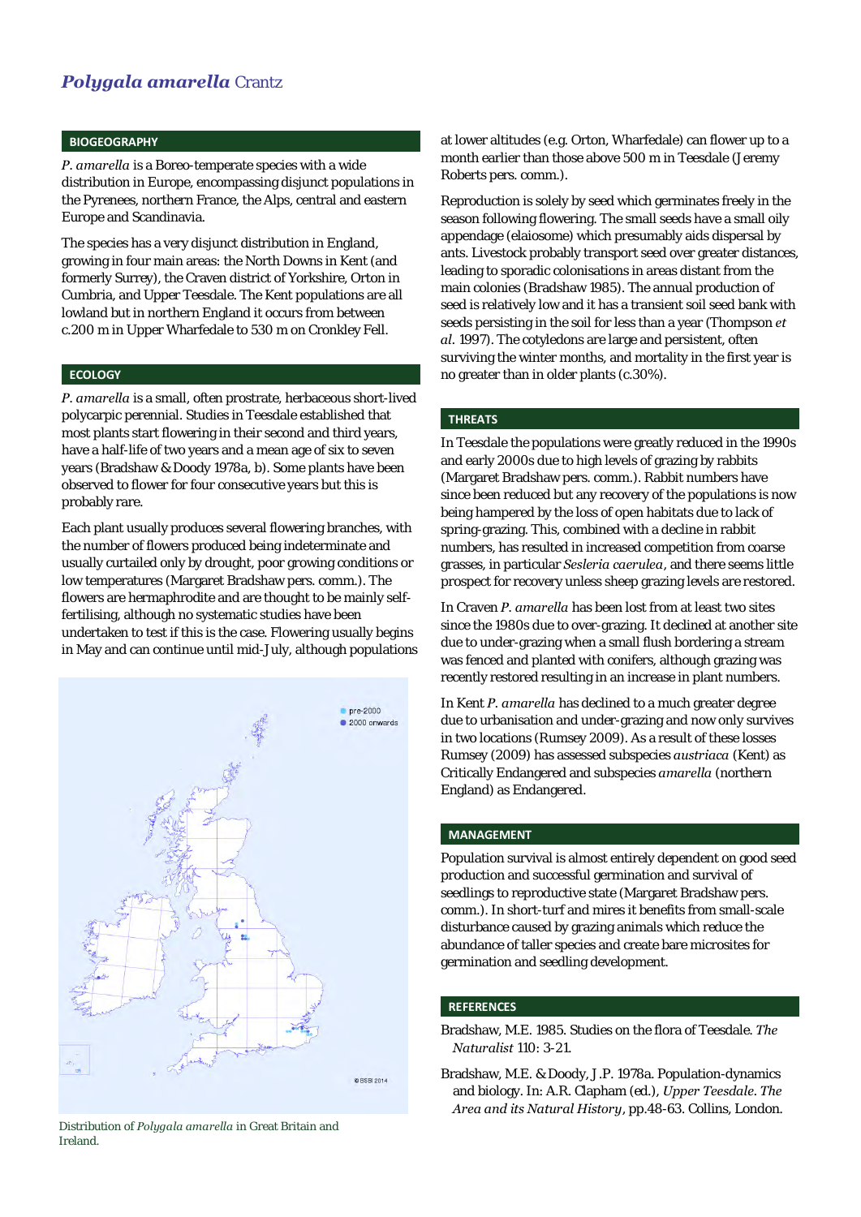# *Polygala amarella* Crantz

## BIOGEOGRAPHY

*P. amarella* is a Boreo-temperate species with a wide distribution in Europe, encompassing disjunct populations in the Pyrenees, northern France, the Alps, central and eastern Europe and Scandinavia.

The species has a very disjunct distribution in England, growing in four main areas: the North Downs in Kent (and formerly Surrey), the Craven district of Yorkshire, Orton in Cumbria, and Upper Teesdale. The Kent populations are all lowland but in northern England it occurs from between c.200 m in Upper Wharfedale to 530 m on Cronkley Fell.

## ECOLOGY

*P. amarella* is a small, often prostrate, herbaceous short-lived polycarpic perennial. Studies in Teesdale established that most plants start flowering in their second and third years, have a half-life of two years and a mean age of six to seven years (Bradshaw & Doody 1978a, b). Some plants have been observed to flower for four consecutive years but this is probably rare.

Each plant usually produces several flowering branches, with the number of flowers produced being indeterminate and usually curtailed only by drought, poor growing conditions or low temperatures (Margaret Bradshaw pers. comm.). The flowers are hermaphrodite and are thought to be mainly self-fertilising, although no systematic studies have been undertaken to test if this is the case. Flowering usually begins in May and can continue until mid-July, although populations at lower altitudes (e.g. Orton, Wharfedale) can flower up to a month earlier than those above 500 m in Teesdale (Jeremy Roberts pers. comm.).

Reproduction is solely by seed which germinates freely in the season following flowering. The small seeds have a small oily appendage (elaiosome) which presumably aids dispersal by ants. Livestock probably transport seed over greater distances, leading to sporadic colonisations in areas distant from the main colonies (Bradshaw 1985). The annual production of seed is relatively low and it has a transient soil seed bank with seeds persisting in the soil for less than a year (Thompson *et al*. 1997). The cotyledons are large and persistent, often surviving the winter months, and mortality in the first year is no greater than in older plants (c.30%).

pre-2000
2000 onwards
© BSBI 2014

Distribution of *Polygala amarella* in Great Britain and Ireland.

## THREATS

In Teesdale the populations were greatly reduced in the 1990s and early 2000s due to high levels of grazing by rabbits (Margaret Bradshaw pers. comm.). Rabbit numbers have since been reduced but any recovery of the populations is now being hampered by the loss of open habitats due to lack of spring-grazing. This, combined with a decline in rabbit numbers, has resulted in increased competition from coarse grasses, in particular *Sesleria caerulea*, and there seems little prospect for recovery unless sheep grazing levels are restored.

In Craven *P. amarella* has been lost from at least two sites since the 1980s due to over-grazing. It declined at another site due to under-grazing when a small flush bordering a stream was fenced and planted with conifers, although grazing was recently restored resulting in an increase in plant numbers.

In Kent *P. amarella* has declined to a much greater degree due to urbanisation and under-grazing and now only survives in two locations (Rumsey 2009). As a result of these losses Rumsey (2009) has assessed subspecies *austriaca* (Kent) as Critically Endangered and subspecies *amarella* (northern England) as Endangered.

## MANAGEMENT

Population survival is almost entirely dependent on good seed production and successful germination and survival of seedlings to reproductive state (Margaret Bradshaw pers. comm.). In short-turf and mires it benefits from small-scale disturbance caused by grazing animals which reduce the abundance of taller species and create bare microsites for germination and seedling development.

## REFERENCES

Bradshaw, M.E. 1985. Studies on the flora of Teesdale. *The Naturalist* 110: 3-21.

Bradshaw, M.E. & Doody, J.P. 1978a. Population-dynamics and biology. In: A.R. Clapham (ed.), *Upper Teesdale. The Area and its Natural History*, pp.48-63. Collins, London.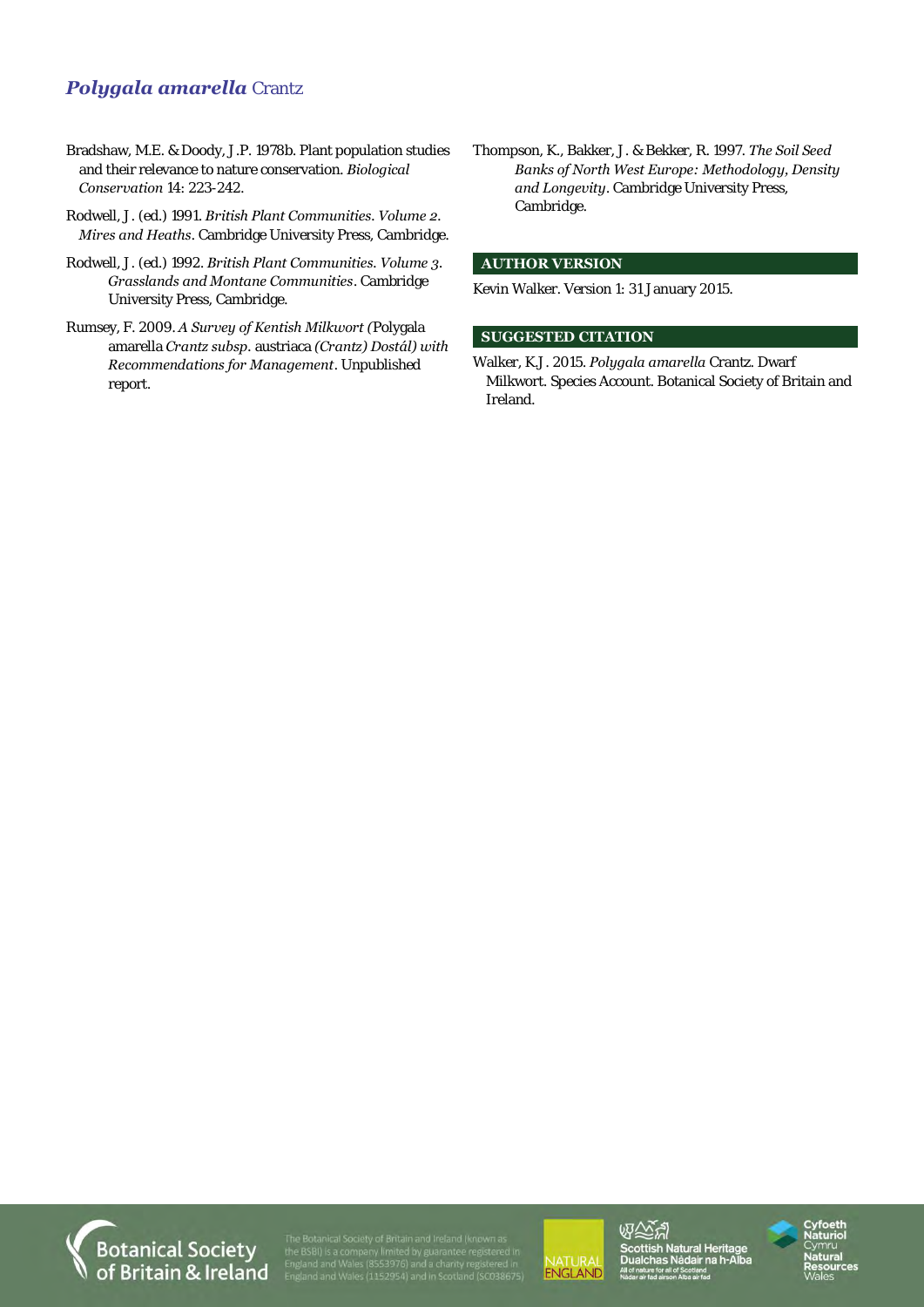Bradshaw, M.E. & Doody, J.P. 1978b. Plant population studies and their relevance to nature conservation. *Biological Conservation* 14: 223-242.

Rodwell, J. (ed.) 1991. *British Plant Communities. Volume 2. Mires and Heaths*. Cambridge University Press, Cambridge.

Rodwell, J. (ed.) 1992. *British Plant Communities. Volume 3. Grasslands and Montane Communities*. Cambridge University Press, Cambridge.

Rumsey, F. 2009. *A Survey of Kentish Milkwort (*Polygala amarella *Crantz subsp.* austriaca *(Crantz) Dostál) with Recommendations for Management*. Unpublished report.

Thompson, K., Bakker, J. & Bekker, R. 1997. *The Soil Seed Banks of North West Europe: Methodology, Density and Longevity*. Cambridge University Press, Cambridge.

## AUTHOR VERSION

Kevin Walker. Version 1: 31 January 2015.

## SUGGESTED CITATION

Walker, K.J. 2015. *Polygala amarella* Crantz. Dwarf Milkwort. Species Account. Botanical Society of Britain and Ireland.

The Botanical Society of Britain and Ireland (known as the BSBI) is a company limited by guarantee registered in England and Wales (8553976) and a charity registered in England and Wales (1152954) and in Scotland (SC038675)